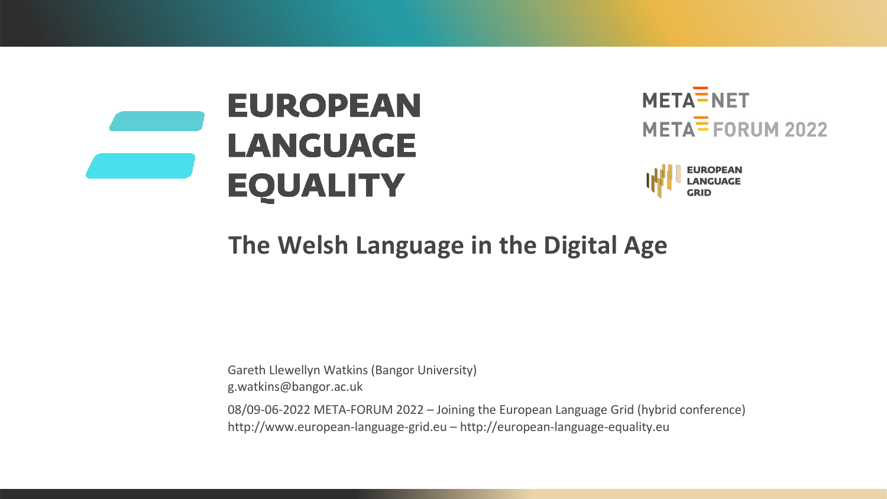EUROPEAN LANGUAGE EQUALITY

META-NET
META-FORUM 2022

EUROPEAN LANGUAGE GRID

# The Welsh Language in the Digital Age

Gareth Llewellyn Watkins (Bangor University)
g.watkins@bangor.ac.uk

08/09-06-2022 META-FORUM 2022 – Joining the European Language Grid (hybrid conference)
http://www.european-language-grid.eu – http://european-language-equality.eu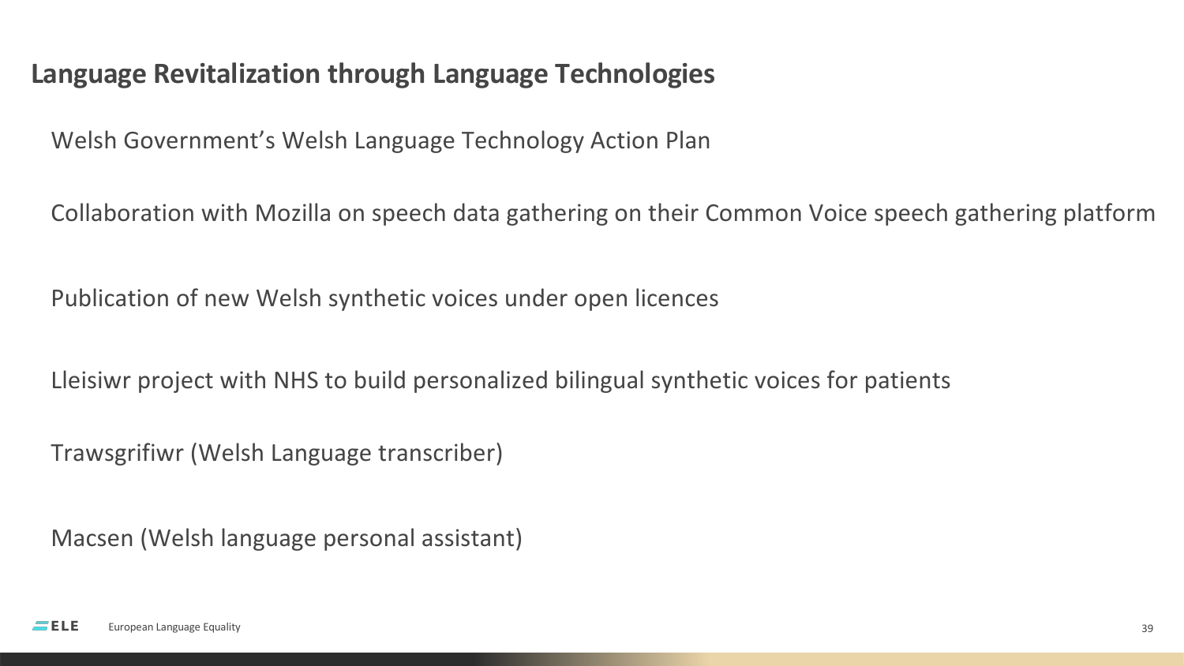## Language Revitalization through Language Technologies

Welsh Government's Welsh Language Technology Action Plan

Collaboration with Mozilla on speech data gathering on their Common Voice speech gathering platform

Publication of new Welsh synthetic voices under open licences

Lleisiwr project with NHS to build personalized bilingual synthetic voices for patients

Trawsgrifiwr (Welsh Language transcriber)

Macsen (Welsh language personal assistant)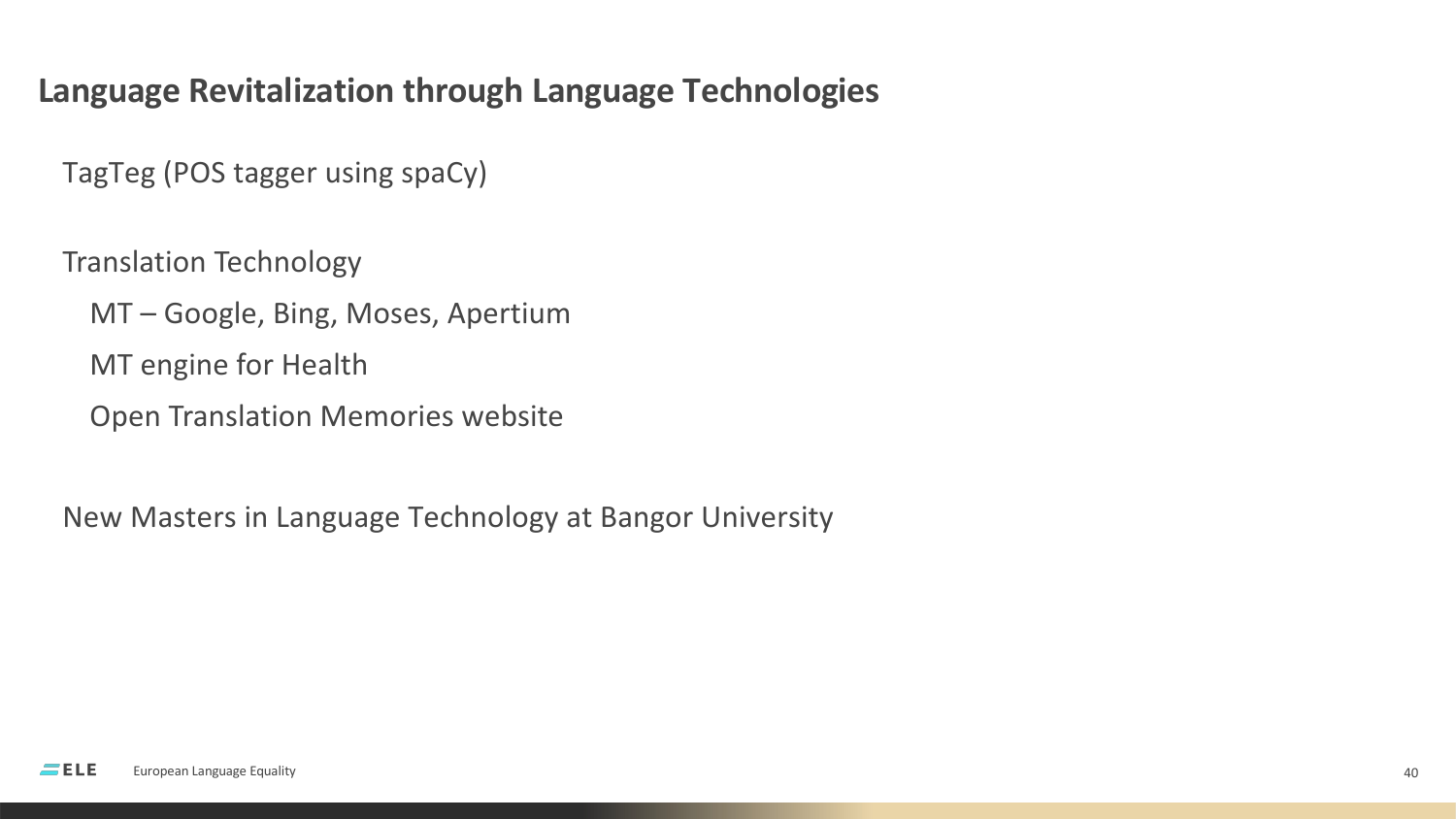## Language Revitalization through Language Technologies

TagTeg (POS tagger using spaCy)

Translation Technology

- MT – Google, Bing, Moses, Apertium
- MT engine for Health
- Open Translation Memories website

New Masters in Language Technology at Bangor University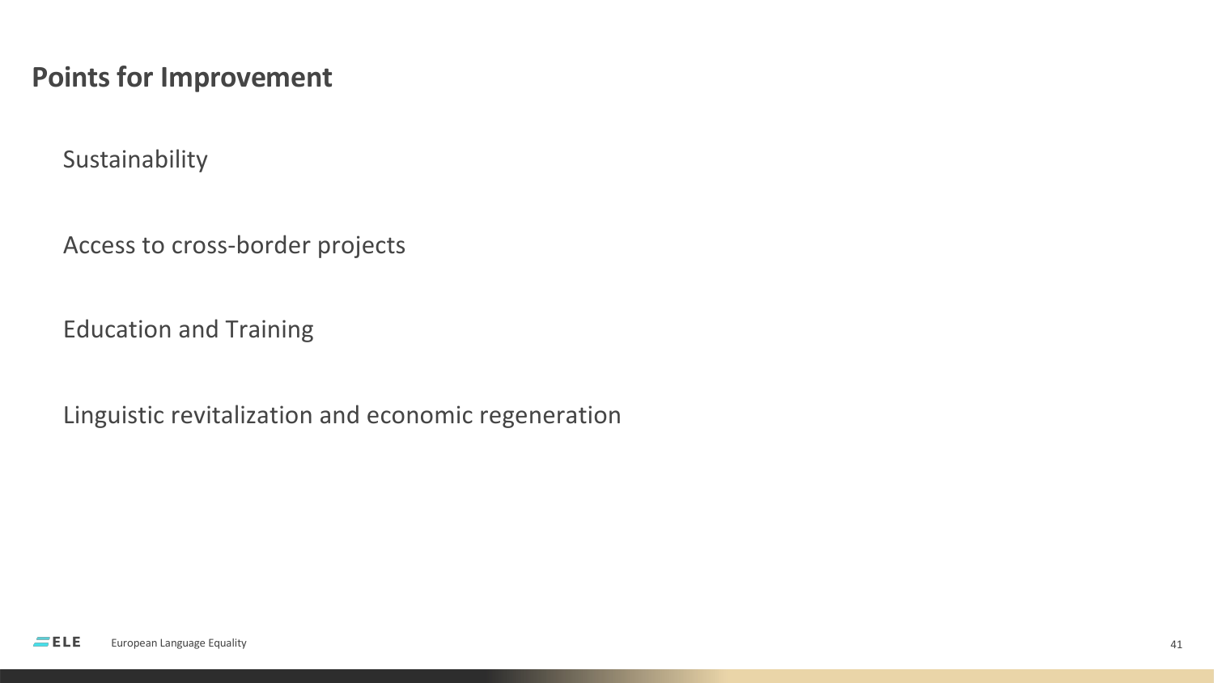## Points for Improvement

Sustainability

Access to cross-border projects

Education and Training

Linguistic revitalization and economic regeneration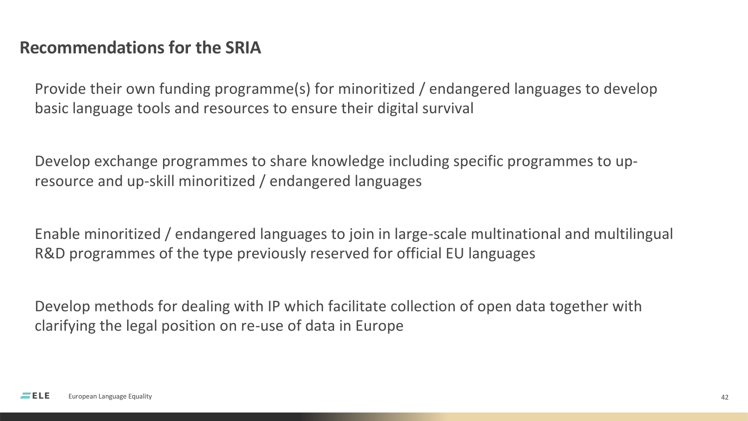## Recommendations for the SRIA

Provide their own funding programme(s) for minoritized / endangered languages to develop basic language tools and resources to ensure their digital survival

Develop exchange programmes to share knowledge including specific programmes to up-resource and up-skill minoritized / endangered languages

Enable minoritized / endangered languages to join in large-scale multinational and multilingual R&D programmes of the type previously reserved for official EU languages

Develop methods for dealing with IP which facilitate collection of open data together with clarifying the legal position on re-use of data in Europe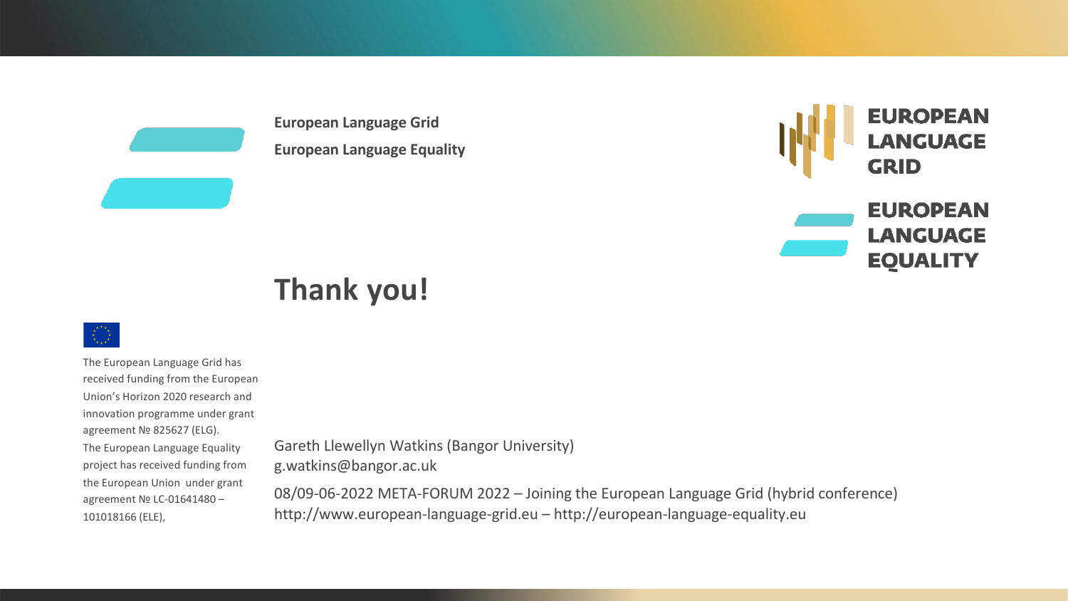**European Language Grid**

**European Language Equality**

EUROPEAN LANGUAGE GRID

EUROPEAN LANGUAGE EQUALITY

# Thank you!

The European Language Grid has received funding from the European Union's Horizon 2020 research and innovation programme under grant agreement № 825627 (ELG).
The European Language Equality project has received funding from the European Union under grant agreement № LC-01641480 – 101018166 (ELE),

Gareth Llewellyn Watkins (Bangor University)
g.watkins@bangor.ac.uk

08/09-06-2022 META-FORUM 2022 – Joining the European Language Grid (hybrid conference)
http://www.european-language-grid.eu – http://european-language-equality.eu